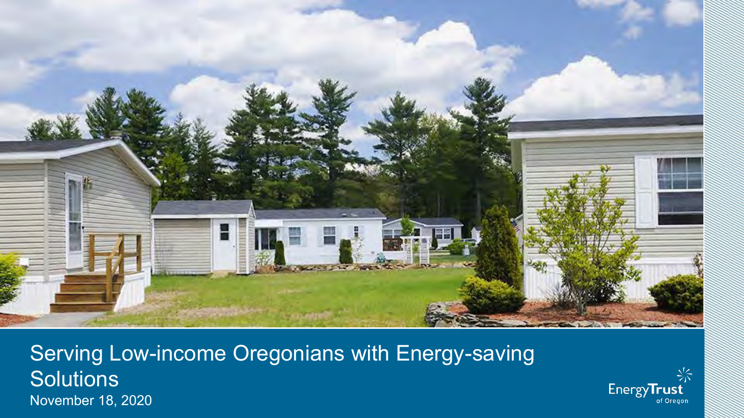# Serving Low-income Oregonians with Energy-saving Solutions

November 18, 2020

Energy Trust of Oregon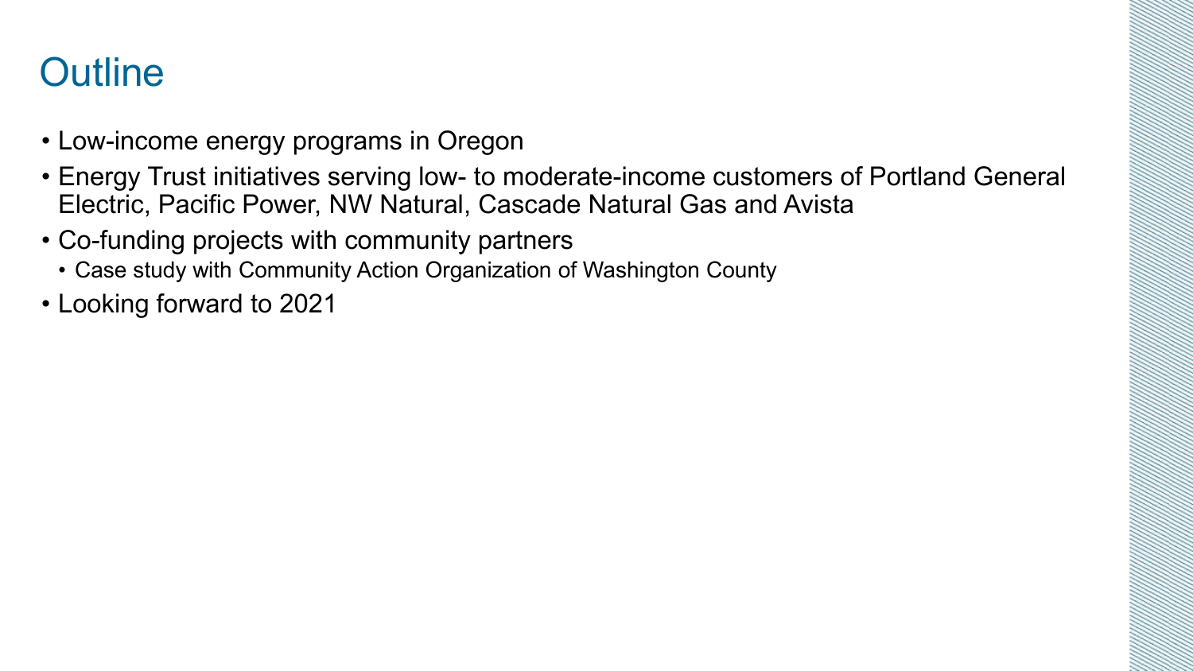# Outline

- Low-income energy programs in Oregon
- Energy Trust initiatives serving low- to moderate-income customers of Portland General Electric, Pacific Power, NW Natural, Cascade Natural Gas and Avista
- Co-funding projects with community partners
  - Case study with Community Action Organization of Washington County
- Looking forward to 2021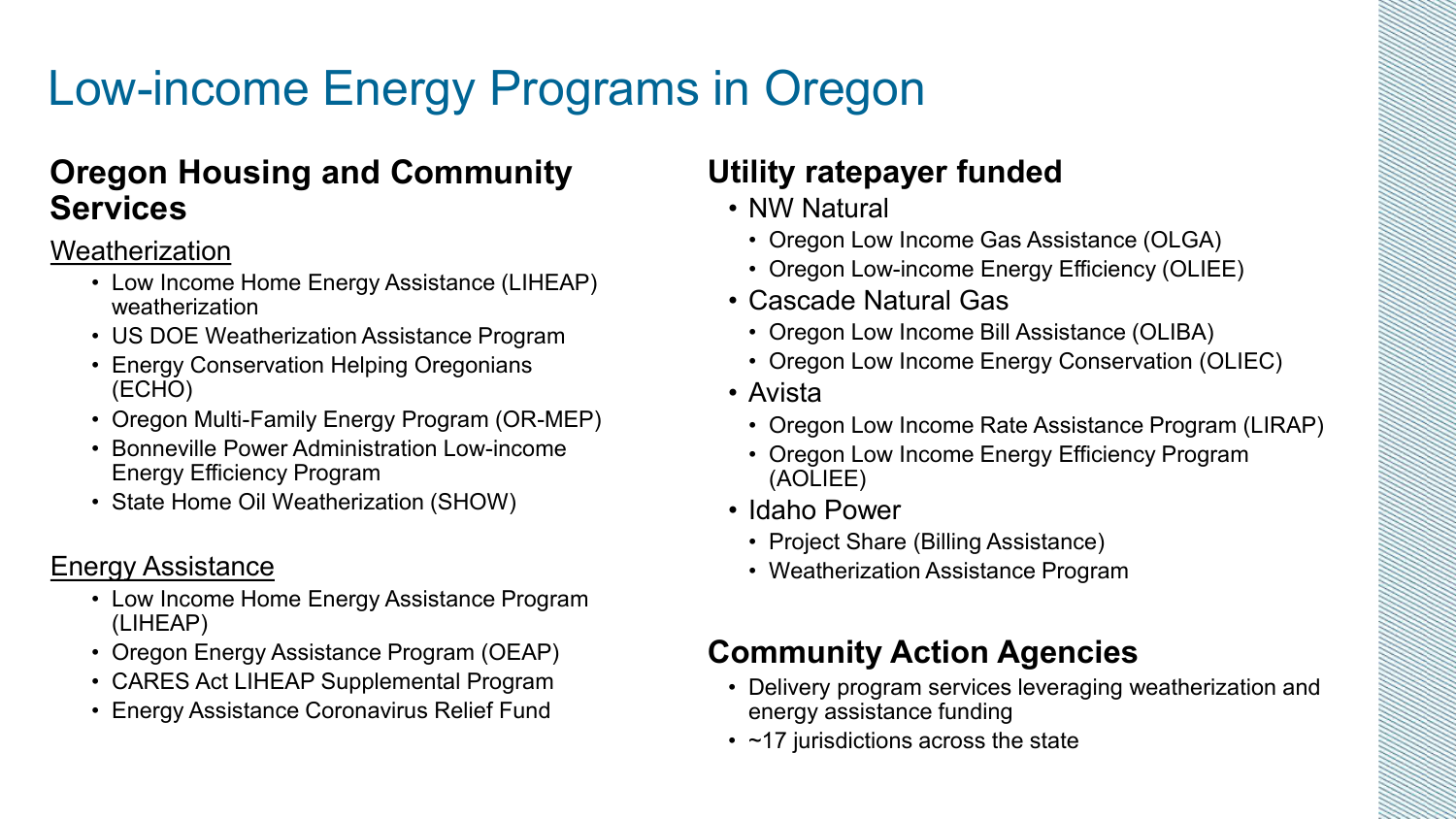# Low-income Energy Programs in Oregon

## Oregon Housing and Community Services

Weatherization

- Low Income Home Energy Assistance (LIHEAP) weatherization
- US DOE Weatherization Assistance Program
- Energy Conservation Helping Oregonians (ECHO)
- Oregon Multi-Family Energy Program (OR-MEP)
- Bonneville Power Administration Low-income Energy Efficiency Program
- State Home Oil Weatherization (SHOW)

Energy Assistance

- Low Income Home Energy Assistance Program (LIHEAP)
- Oregon Energy Assistance Program (OEAP)
- CARES Act LIHEAP Supplemental Program
- Energy Assistance Coronavirus Relief Fund

## Utility ratepayer funded

- NW Natural
  - Oregon Low Income Gas Assistance (OLGA)
  - Oregon Low-income Energy Efficiency (OLIEE)
- Cascade Natural Gas
  - Oregon Low Income Bill Assistance (OLIBA)
  - Oregon Low Income Energy Conservation (OLIEC)
- Avista
  - Oregon Low Income Rate Assistance Program (LIRAP)
  - Oregon Low Income Energy Efficiency Program (AOLIEE)
- Idaho Power
  - Project Share (Billing Assistance)
  - Weatherization Assistance Program

## Community Action Agencies

- Delivery program services leveraging weatherization and energy assistance funding
- ~17 jurisdictions across the state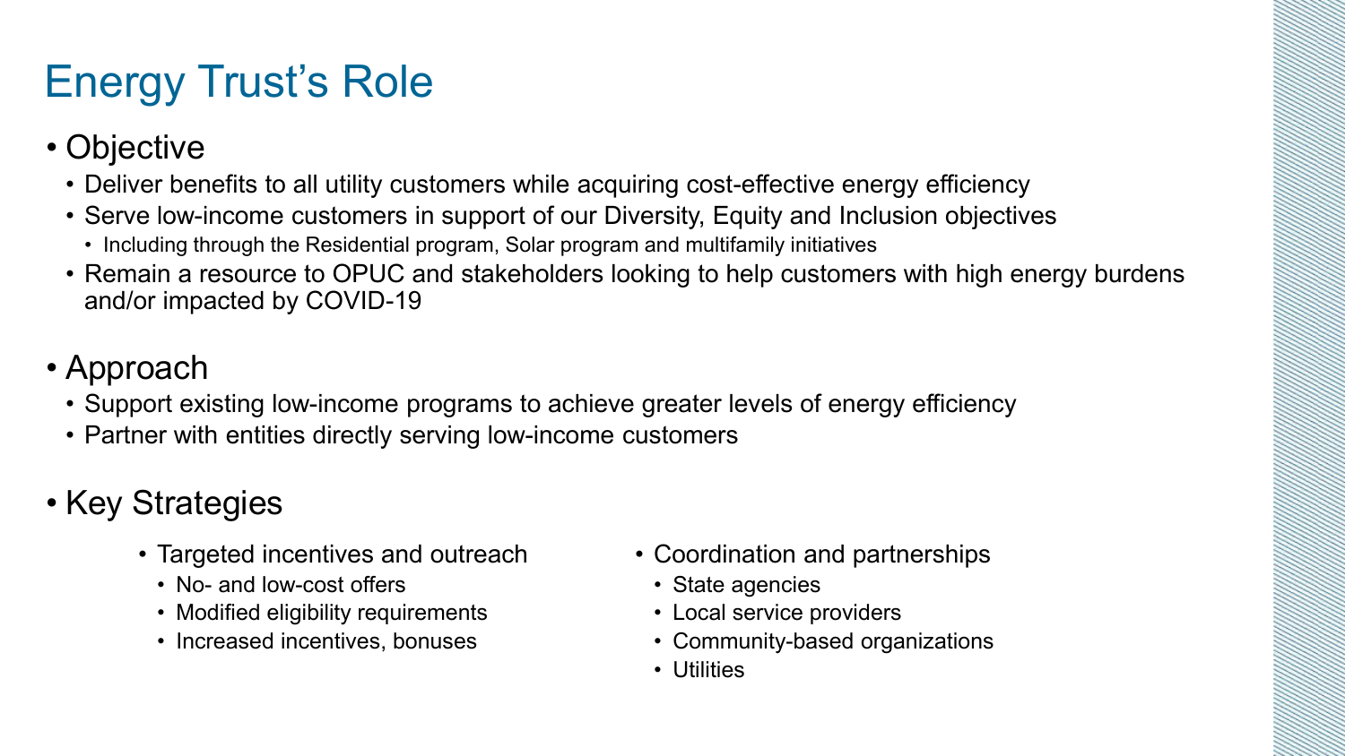# Energy Trust's Role

- Objective
  - Deliver benefits to all utility customers while acquiring cost-effective energy efficiency
  - Serve low-income customers in support of our Diversity, Equity and Inclusion objectives
    - Including through the Residential program, Solar program and multifamily initiatives
  - Remain a resource to OPUC and stakeholders looking to help customers with high energy burdens and/or impacted by COVID-19
- Approach
  - Support existing low-income programs to achieve greater levels of energy efficiency
  - Partner with entities directly serving low-income customers
- Key Strategies
  - Targeted incentives and outreach
    - No- and low-cost offers
    - Modified eligibility requirements
    - Increased incentives, bonuses
  - Coordination and partnerships
    - State agencies
    - Local service providers
    - Community-based organizations
    - Utilities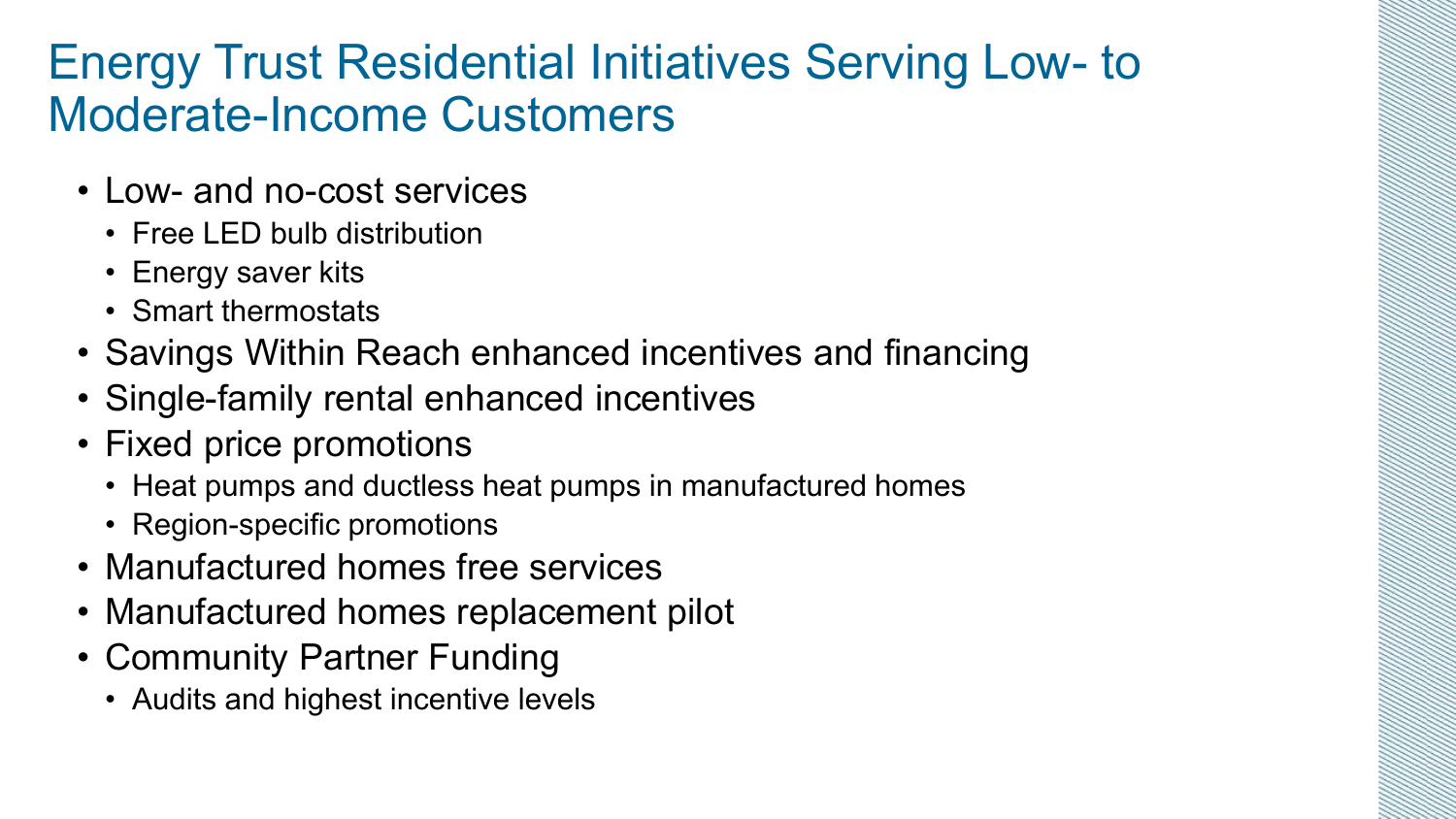# Energy Trust Residential Initiatives Serving Low- to Moderate-Income Customers

- Low- and no-cost services
  - Free LED bulb distribution
  - Energy saver kits
  - Smart thermostats
- Savings Within Reach enhanced incentives and financing
- Single-family rental enhanced incentives
- Fixed price promotions
  - Heat pumps and ductless heat pumps in manufactured homes
  - Region-specific promotions
- Manufactured homes free services
- Manufactured homes replacement pilot
- Community Partner Funding
  - Audits and highest incentive levels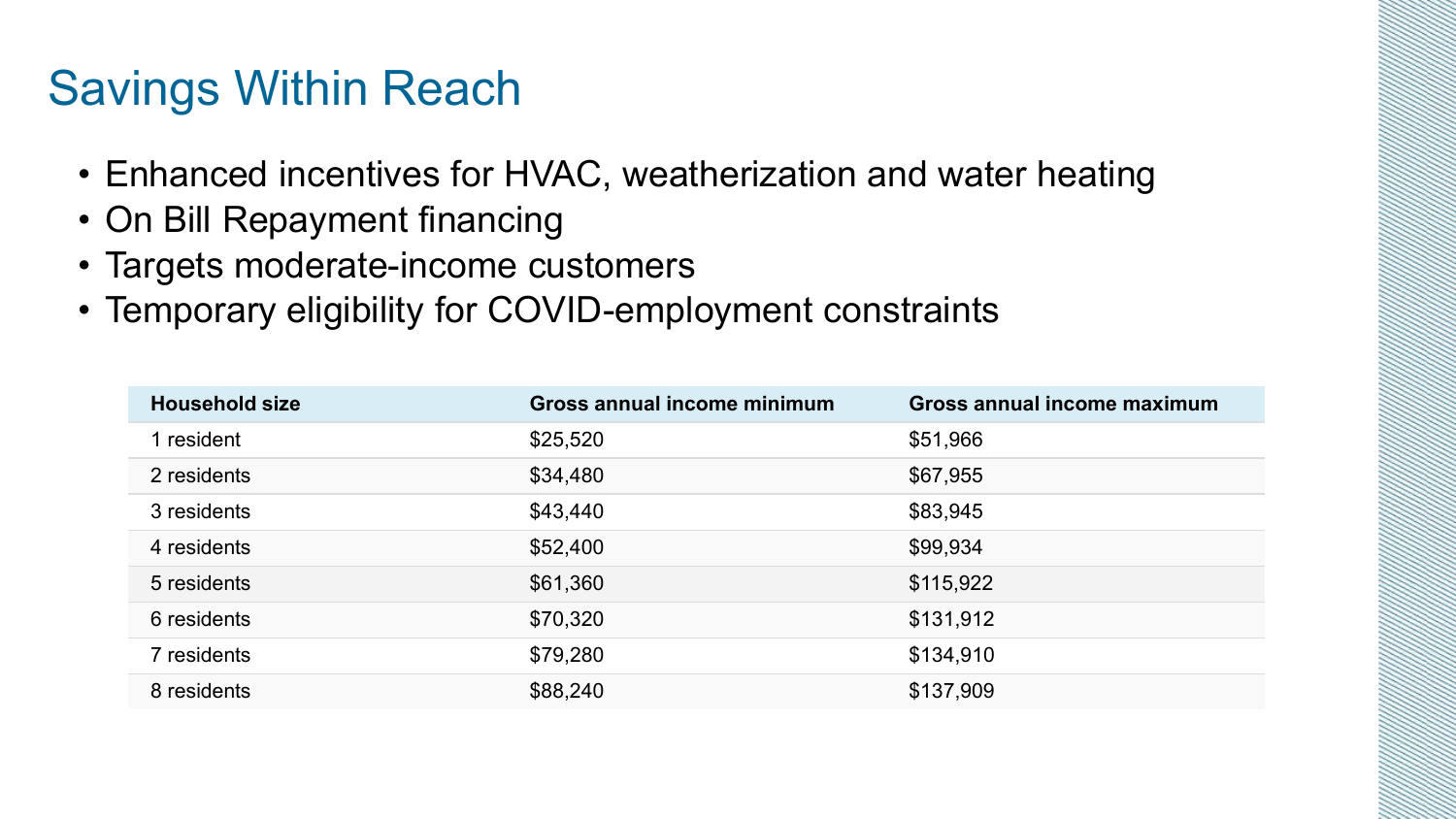# Savings Within Reach

- Enhanced incentives for HVAC, weatherization and water heating
- On Bill Repayment financing
- Targets moderate-income customers
- Temporary eligibility for COVID-employment constraints

| Household size | Gross annual income minimum | Gross annual income maximum |
|---|---|---|
| 1 resident | $25,520 | $51,966 |
| 2 residents | $34,480 | $67,955 |
| 3 residents | $43,440 | $83,945 |
| 4 residents | $52,400 | $99,934 |
| 5 residents | $61,360 | $115,922 |
| 6 residents | $70,320 | $131,912 |
| 7 residents | $79,280 | $134,910 |
| 8 residents | $88,240 | $137,909 |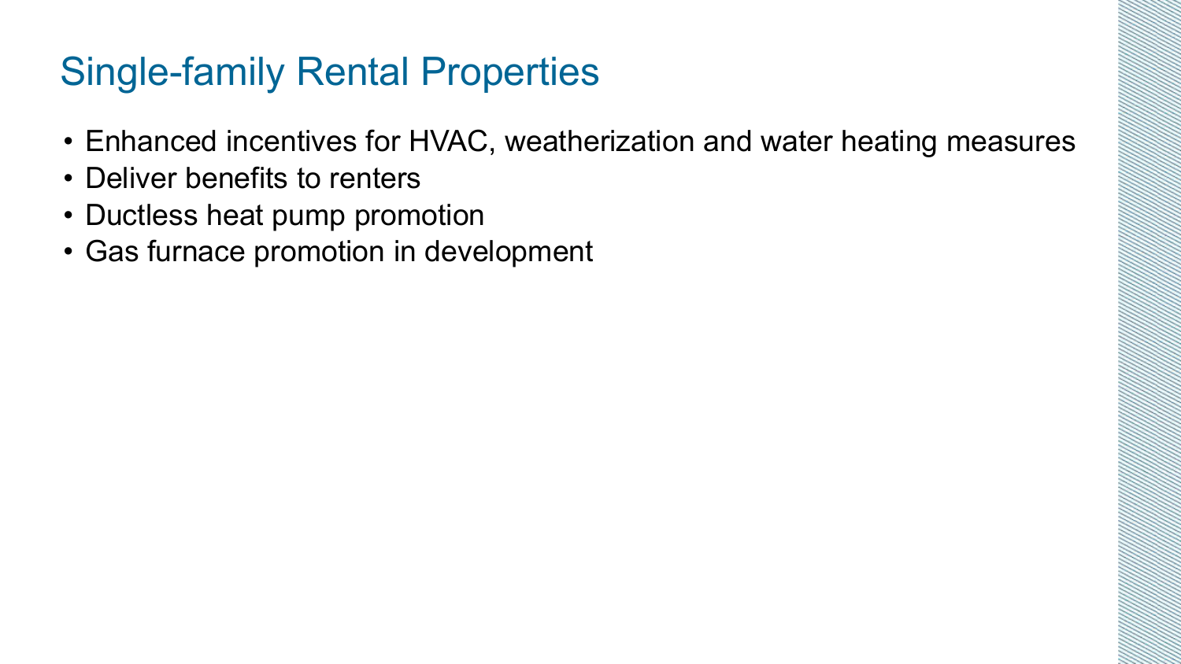# Single-family Rental Properties

- Enhanced incentives for HVAC, weatherization and water heating measures
- Deliver benefits to renters
- Ductless heat pump promotion
- Gas furnace promotion in development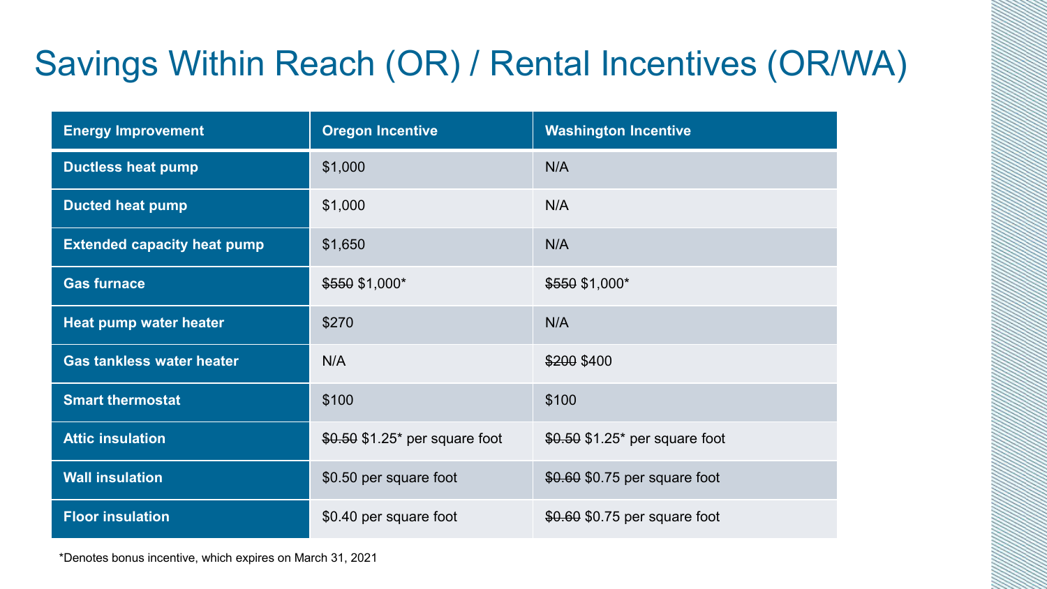# Savings Within Reach (OR) / Rental Incentives (OR/WA)

| Energy Improvement | Oregon Incentive | Washington Incentive |
|---|---|---|
| **Ductless heat pump** | $1,000 | N/A |
| **Ducted heat pump** | $1,000 | N/A |
| **Extended capacity heat pump** | $1,650 | N/A |
| **Gas furnace** | ~~$550~~ $1,000* | ~~$550~~ $1,000* |
| **Heat pump water heater** | $270 | N/A |
| **Gas tankless water heater** | N/A | ~~$200~~ $400 |
| **Smart thermostat** | $100 | $100 |
| **Attic insulation** | ~~$0.50~~ $1.25* per square foot | ~~$0.50~~ $1.25* per square foot |
| **Wall insulation** | $0.50 per square foot | ~~$0.60~~ $0.75 per square foot |
| **Floor insulation** | $0.40 per square foot | ~~$0.60~~ $0.75 per square foot |

*Denotes bonus incentive, which expires on March 31, 2021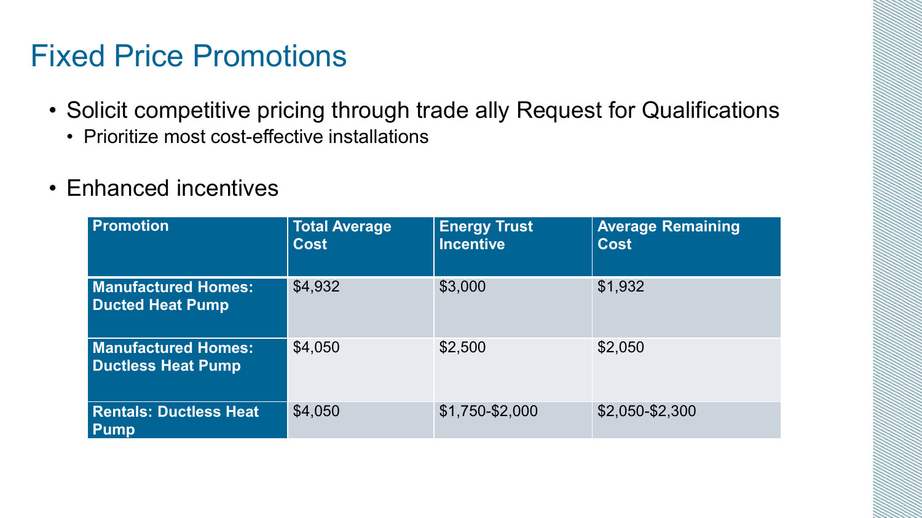# Fixed Price Promotions

- Solicit competitive pricing through trade ally Request for Qualifications
  - Prioritize most cost-effective installations
- Enhanced incentives

| Promotion | Total Average Cost | Energy Trust Incentive | Average Remaining Cost |
|---|---|---|---|
| **Manufactured Homes: Ducted Heat Pump** | $4,932 | $3,000 | $1,932 |
| **Manufactured Homes: Ductless Heat Pump** | $4,050 | $2,500 | $2,050 |
| **Rentals: Ductless Heat Pump** | $4,050 | $1,750-$2,000 | $2,050-$2,300 |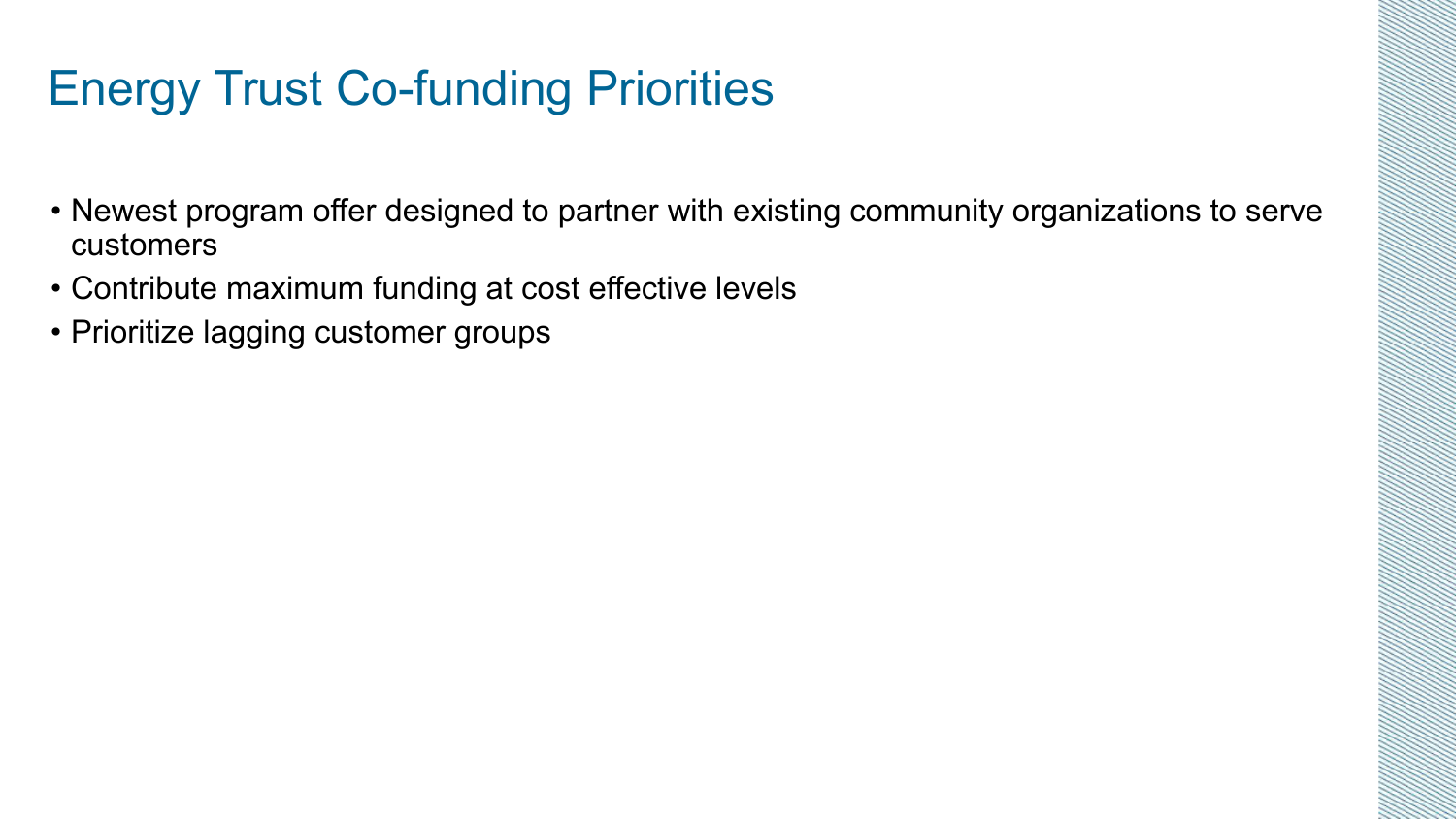# Energy Trust Co-funding Priorities

- Newest program offer designed to partner with existing community organizations to serve customers
- Contribute maximum funding at cost effective levels
- Prioritize lagging customer groups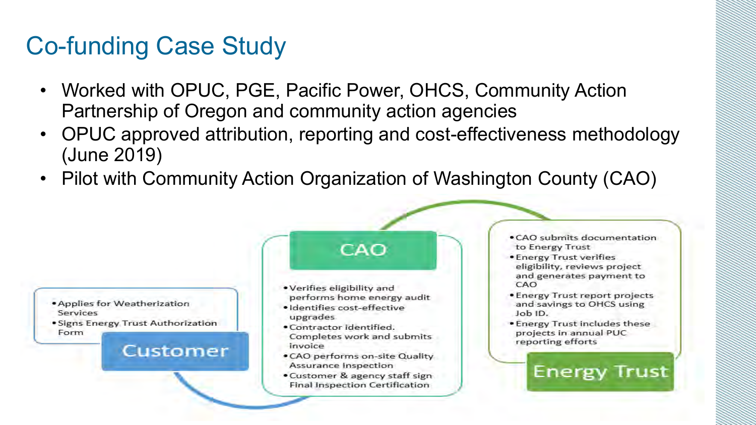# Co-funding Case Study

- Worked with OPUC, PGE, Pacific Power, OHCS, Community Action Partnership of Oregon and community action agencies
- OPUC approved attribution, reporting and cost-effectiveness methodology (June 2019)
- Pilot with Community Action Organization of Washington County (CAO)

**Customer**

- Applies for Weatherization Services
- Signs Energy Trust Authorization Form

**CAO**

- Verifies eligibility and performs home energy audit
- Identifies cost-effective upgrades
- Contractor identified. Completes work and submits invoice
- CAO performs on-site Quality Assurance Inspection
- Customer & agency staff sign Final Inspection Certification

**Energy Trust**

- CAO submits documentation to Energy Trust
- Energy Trust verifies eligibility, reviews project and generates payment to CAO
- Energy Trust report projects and savings to OHCS using Job ID.
- Energy Trust includes these projects in annual PUC reporting efforts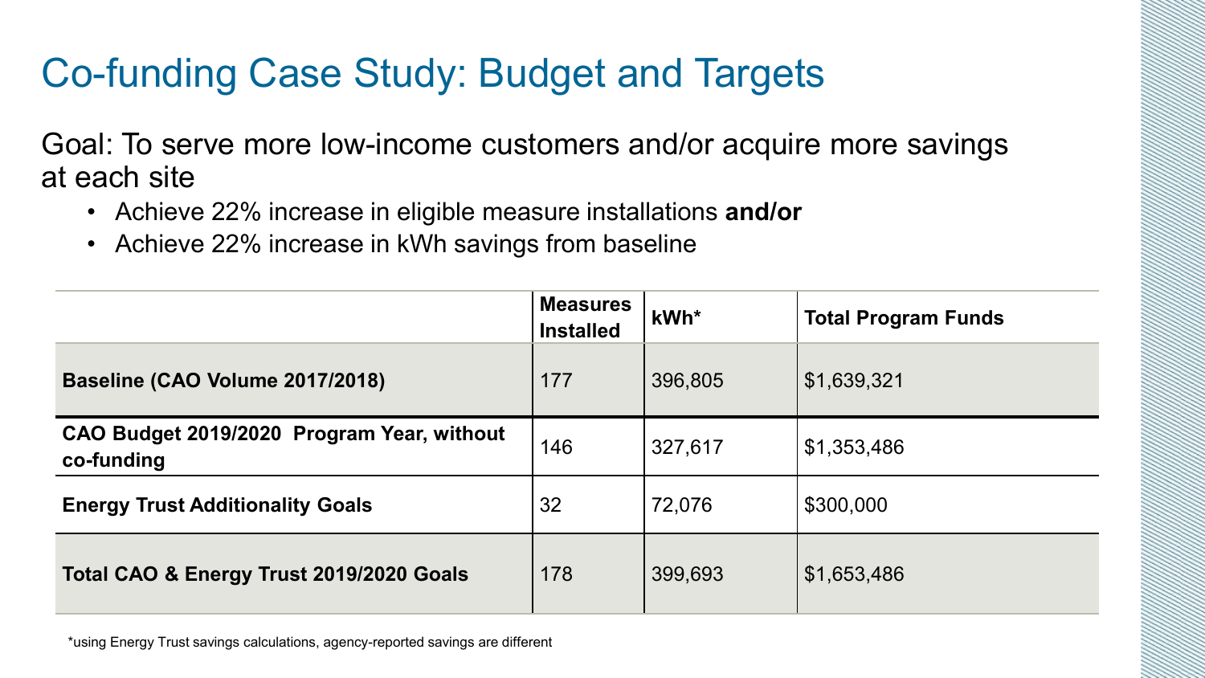# Co-funding Case Study: Budget and Targets

Goal: To serve more low-income customers and/or acquire more savings at each site

- Achieve 22% increase in eligible measure installations **and/or**
- Achieve 22% increase in kWh savings from baseline

| | Measures Installed | kWh* | Total Program Funds |
|---|---|---|---|
| **Baseline (CAO Volume 2017/2018)** | 177 | 396,805 | $1,639,321 |
| **CAO Budget 2019/2020 Program Year, without co-funding** | 146 | 327,617 | $1,353,486 |
| **Energy Trust Additionality Goals** | 32 | 72,076 | $300,000 |
| **Total CAO & Energy Trust 2019/2020 Goals** | 178 | 399,693 | $1,653,486 |

*using Energy Trust savings calculations, agency-reported savings are different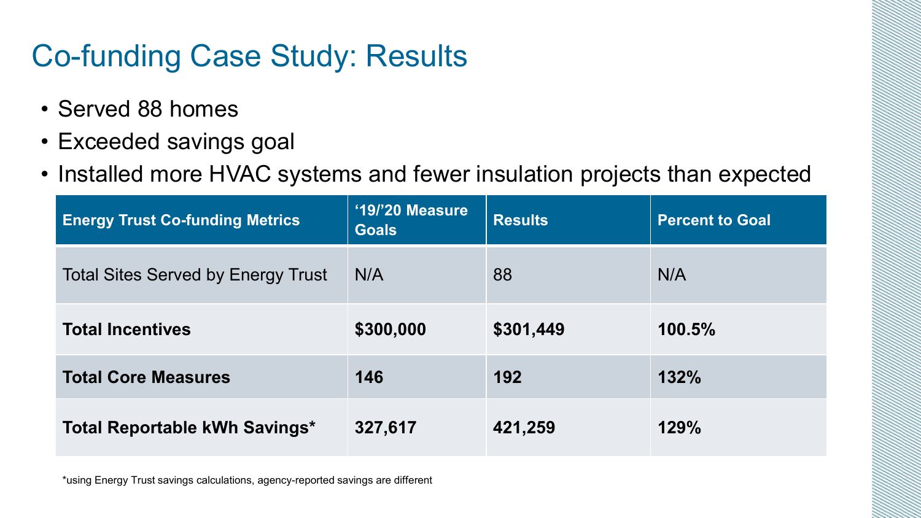# Co-funding Case Study: Results

- Served 88 homes
- Exceeded savings goal
- Installed more HVAC systems and fewer insulation projects than expected

| Energy Trust Co-funding Metrics | '19/'20 Measure Goals | Results | Percent to Goal |
|---|---|---|---|
| Total Sites Served by Energy Trust | N/A | 88 | N/A |
| **Total Incentives** | **$300,000** | **$301,449** | **100.5%** |
| **Total Core Measures** | **146** | **192** | **132%** |
| **Total Reportable kWh Savings*** | **327,617** | **421,259** | **129%** |

*using Energy Trust savings calculations, agency-reported savings are different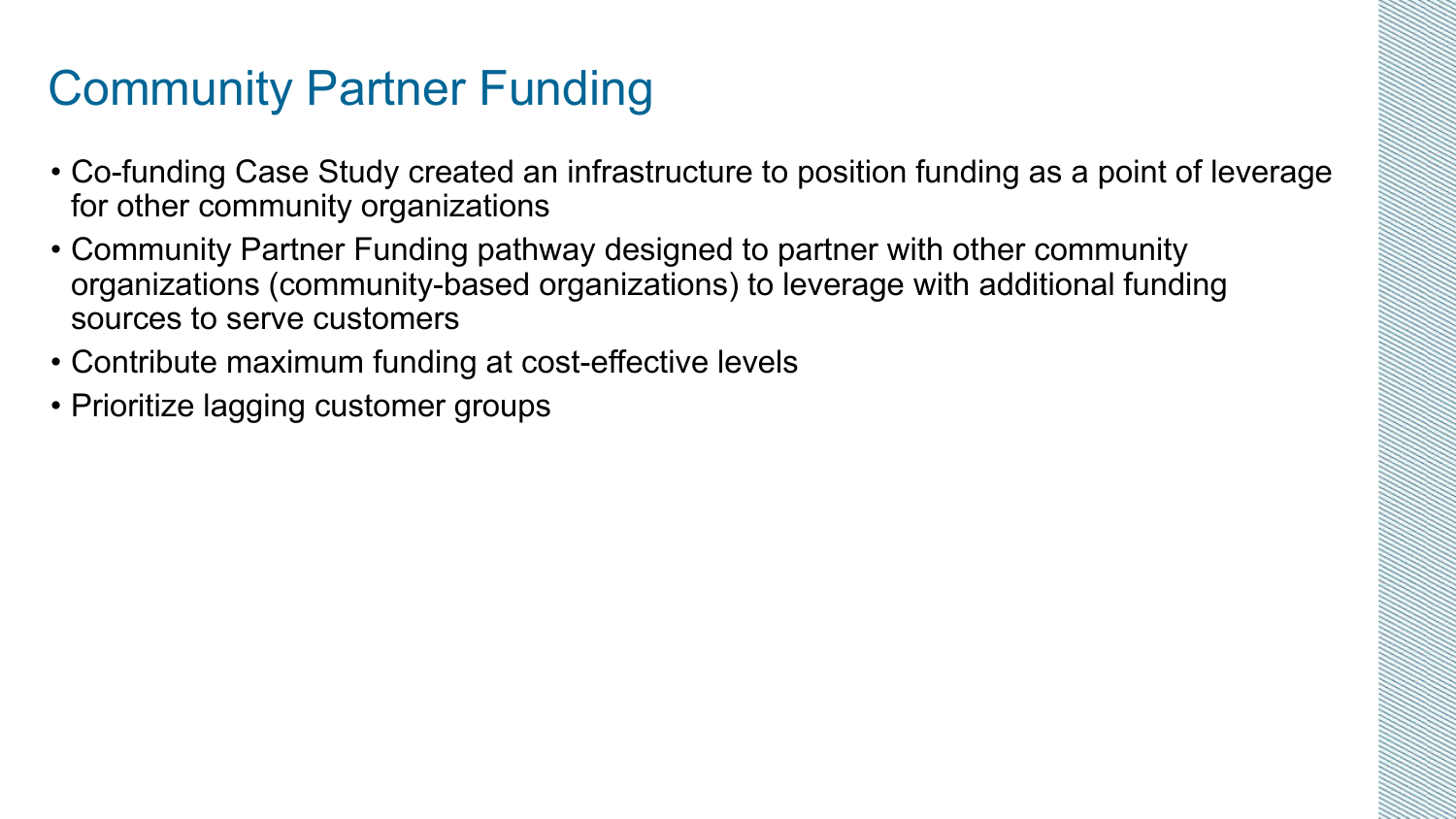# Community Partner Funding

- Co-funding Case Study created an infrastructure to position funding as a point of leverage for other community organizations
- Community Partner Funding pathway designed to partner with other community organizations (community-based organizations) to leverage with additional funding sources to serve customers
- Contribute maximum funding at cost-effective levels
- Prioritize lagging customer groups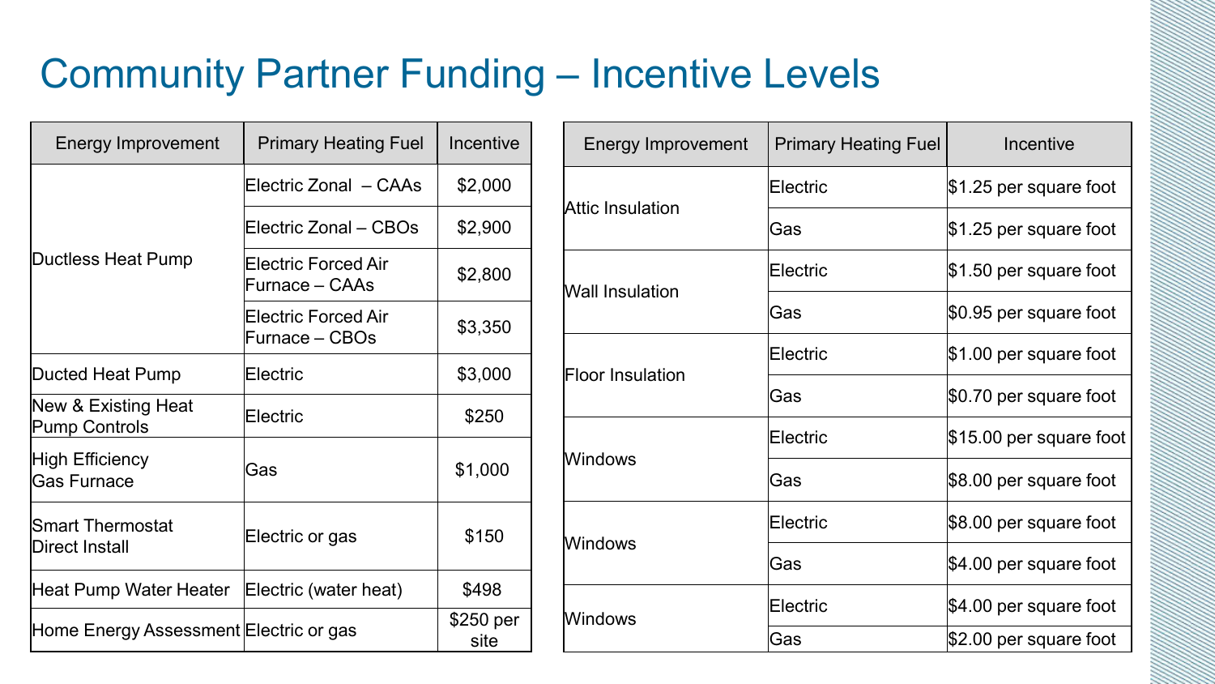# Community Partner Funding – Incentive Levels

| Energy Improvement | Primary Heating Fuel | Incentive |
|---|---|---|
| Ductless Heat Pump | Electric Zonal – CAAs | $2,000 |
| | Electric Zonal – CBOs | $2,900 |
| | Electric Forced Air Furnace – CAAs | $2,800 |
| | Electric Forced Air Furnace – CBOs | $3,350 |
| Ducted Heat Pump | Electric | $3,000 |
| New & Existing Heat Pump Controls | Electric | $250 |
| High Efficiency Gas Furnace | Gas | $1,000 |
| Smart Thermostat Direct Install | Electric or gas | $150 |
| Heat Pump Water Heater | Electric (water heat) | $498 |
| Home Energy Assessment | Electric or gas | $250 per site |

| Energy Improvement | Primary Heating Fuel | Incentive |
|---|---|---|
| Attic Insulation | Electric | $1.25 per square foot |
| | Gas | $1.25 per square foot |
| Wall Insulation | Electric | $1.50 per square foot |
| | Gas | $0.95 per square foot |
| Floor Insulation | Electric | $1.00 per square foot |
| | Gas | $0.70 per square foot |
| Windows | Electric | $15.00 per square foot |
| | Gas | $8.00 per square foot |
| Windows | Electric | $8.00 per square foot |
| | Gas | $4.00 per square foot |
| Windows | Electric | $4.00 per square foot |
| | Gas | $2.00 per square foot |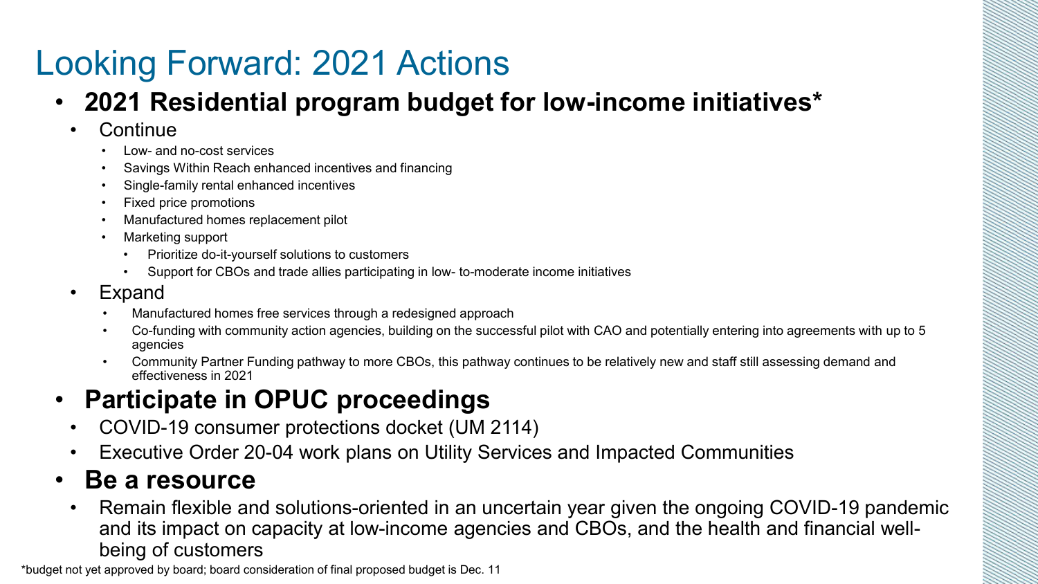# Looking Forward: 2021 Actions

- **2021 Residential program budget for low-income initiatives***
  - Continue
    - Low- and no-cost services
    - Savings Within Reach enhanced incentives and financing
    - Single-family rental enhanced incentives
    - Fixed price promotions
    - Manufactured homes replacement pilot
    - Marketing support
      - Prioritize do-it-yourself solutions to customers
      - Support for CBOs and trade allies participating in low- to-moderate income initiatives
  - Expand
    - Manufactured homes free services through a redesigned approach
    - Co-funding with community action agencies, building on the successful pilot with CAO and potentially entering into agreements with up to 5 agencies
    - Community Partner Funding pathway to more CBOs, this pathway continues to be relatively new and staff still assessing demand and effectiveness in 2021
- **Participate in OPUC proceedings**
  - COVID-19 consumer protections docket (UM 2114)
  - Executive Order 20-04 work plans on Utility Services and Impacted Communities
- **Be a resource**
  - Remain flexible and solutions-oriented in an uncertain year given the ongoing COVID-19 pandemic and its impact on capacity at low-income agencies and CBOs, and the health and financial well-being of customers

*budget not yet approved by board; board consideration of final proposed budget is Dec. 11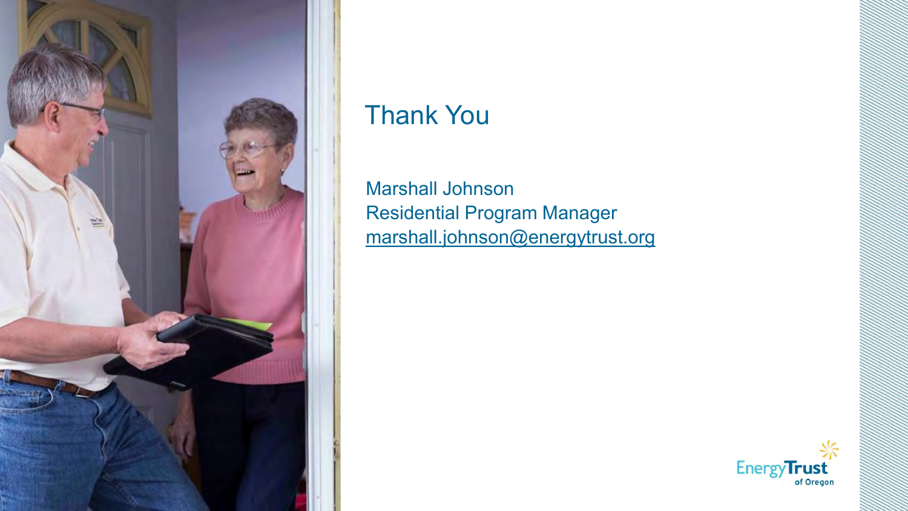# Thank You

Marshall Johnson
Residential Program Manager
marshall.johnson@energytrust.org

EnergyTrust of Oregon